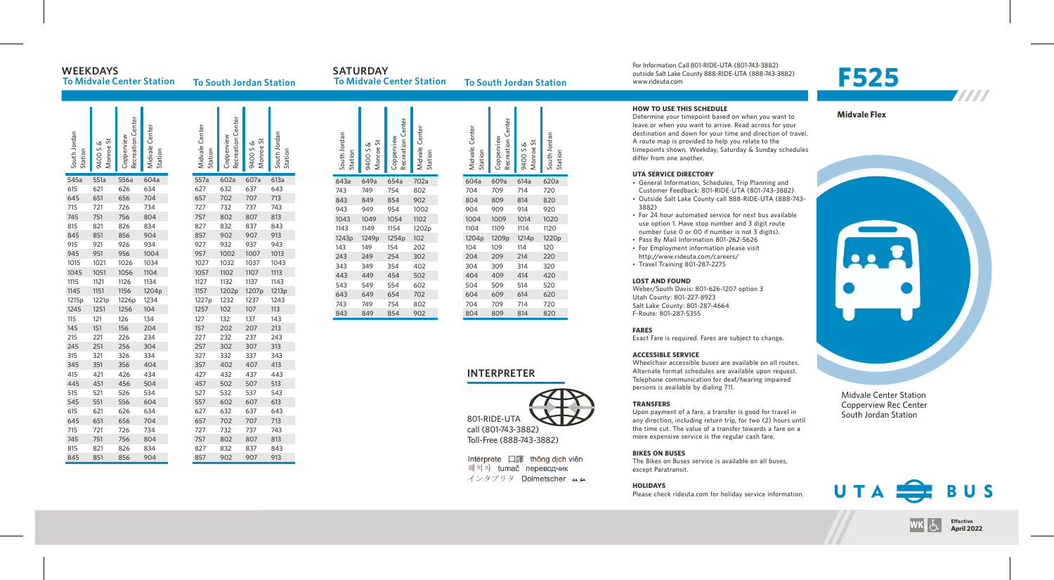# F525

**Midvale Flex**

Midvale Center Station
Copperview Rec Center
South Jordan Station

## WEEKDAYS

### To Midvale Center Station

| South Jordan Station | 9400 S & Monroe St | Copperview Recreation Center | Midvale Center Station |
|---|---|---|---|
| 545a | 551a | 556a | 604a |
| 615 | 621 | 626 | 634 |
| 645 | 651 | 656 | 704 |
| 715 | 721 | 726 | 734 |
| 745 | 751 | 756 | 804 |
| 815 | 821 | 826 | 834 |
| 845 | 851 | 856 | 904 |
| 915 | 921 | 926 | 934 |
| 945 | 951 | 956 | 1004 |
| 1015 | 1021 | 1026 | 1034 |
| 1045 | 1051 | 1056 | 1104 |
| 1115 | 1121 | 1126 | 1134 |
| 1145 | 1151 | 1156 | 1204p |
| 1215p | 1221p | 1226p | 1234 |
| 1245 | 1251 | 1256 | 104 |
| 115 | 121 | 126 | 134 |
| 145 | 151 | 156 | 204 |
| 215 | 221 | 226 | 234 |
| 245 | 251 | 256 | 304 |
| 315 | 321 | 326 | 334 |
| 345 | 351 | 356 | 404 |
| 415 | 421 | 426 | 434 |
| 445 | 451 | 456 | 504 |
| 515 | 521 | 526 | 534 |
| 545 | 551 | 556 | 604 |
| 615 | 621 | 626 | 634 |
| 645 | 651 | 656 | 704 |
| 715 | 721 | 726 | 734 |
| 745 | 751 | 756 | 804 |
| 815 | 821 | 826 | 834 |
| 845 | 851 | 856 | 904 |

### To South Jordan Station

| Midvale Center Station | Copperview Recreation Center | 9400 S & Monroe St | South Jordan Station |
|---|---|---|---|
| 557a | 602a | 607a | 613a |
| 627 | 632 | 637 | 643 |
| 657 | 702 | 707 | 713 |
| 727 | 732 | 737 | 743 |
| 757 | 802 | 807 | 813 |
| 827 | 832 | 837 | 843 |
| 857 | 902 | 907 | 913 |
| 927 | 932 | 937 | 943 |
| 957 | 1002 | 1007 | 1013 |
| 1027 | 1032 | 1037 | 1043 |
| 1057 | 1102 | 1107 | 1113 |
| 1127 | 1132 | 1137 | 1143 |
| 1157 | 1202p | 1207p | 1213p |
| 1227p | 1232 | 1237 | 1243 |
| 1257 | 102 | 107 | 113 |
| 127 | 132 | 137 | 143 |
| 157 | 202 | 207 | 213 |
| 227 | 232 | 237 | 243 |
| 257 | 302 | 307 | 313 |
| 327 | 332 | 337 | 343 |
| 357 | 402 | 407 | 413 |
| 427 | 432 | 437 | 443 |
| 457 | 502 | 507 | 513 |
| 527 | 532 | 537 | 543 |
| 557 | 602 | 607 | 613 |
| 627 | 632 | 637 | 643 |
| 657 | 702 | 707 | 713 |
| 727 | 732 | 737 | 743 |
| 757 | 802 | 807 | 813 |
| 827 | 832 | 837 | 843 |
| 857 | 902 | 907 | 913 |

## SATURDAY

### To Midvale Center Station

| South Jordan Station | 9400 S & Monroe St | Copperview Recreation Center | Midvale Center Station |
|---|---|---|---|
| 643a | 649a | 654a | 702a |
| 743 | 749 | 754 | 802 |
| 843 | 849 | 854 | 902 |
| 943 | 949 | 954 | 1002 |
| 1043 | 1049 | 1054 | 1102 |
| 1143 | 1149 | 1154 | 1202p |
| 1243p | 1249p | 1254p | 102 |
| 143 | 149 | 154 | 202 |
| 243 | 249 | 254 | 302 |
| 343 | 349 | 354 | 402 |
| 443 | 449 | 454 | 502 |
| 543 | 549 | 554 | 602 |
| 643 | 649 | 654 | 702 |
| 743 | 749 | 754 | 802 |
| 843 | 849 | 854 | 902 |

### To South Jordan Station

| Midvale Center Station | Copperview Recreation Center | 9400 S & Monroe St | South Jordan Station |
|---|---|---|---|
| 604a | 609a | 614a | 620a |
| 704 | 709 | 714 | 720 |
| 804 | 809 | 814 | 820 |
| 904 | 909 | 914 | 920 |
| 1004 | 1009 | 1014 | 1020 |
| 1104 | 1109 | 1114 | 1120 |
| 1204p | 1209p | 1214p | 1220p |
| 104 | 109 | 114 | 120 |
| 204 | 209 | 214 | 220 |
| 304 | 309 | 314 | 320 |
| 404 | 409 | 414 | 420 |
| 504 | 509 | 514 | 520 |
| 604 | 609 | 614 | 620 |
| 704 | 709 | 714 | 720 |
| 804 | 809 | 814 | 820 |

## INTERPRETER

801-RIDE-UTA
call (801-743-3882)
Toll-Free (888-743-3882)

Intérprete 口譯 thông dịch viên 해석자 tumač переводчик インタプリタ Dolmetscher مترجم

For Information Call 801-RIDE-UTA (801-743-3882)
outside Salt Lake County 888-RIDE-UTA (888-743-3882)
www.rideuta.com

### HOW TO USE THIS SCHEDULE

Determine your timepoint based on when you want to leave or when you want to arrive. Read across for your destination and down for your time and direction of travel. A route map is provided to help you relate to the timepoints shown. Weekday, Saturday & Sunday schedules differ from one another.

### UTA SERVICE DIRECTORY

- General Information, Schedules, Trip Planning and Customer Feedback: 801-RIDE-UTA (801-743-3882)
- Outside Salt Lake County call 888-RIDE-UTA (888-743-3882)
- For 24 hour automated service for next bus available use option 1. Have stop number and 3 digit route number (use 0 or 00 if number is not 3 digits).
- Pass By Mail Information 801-262-5626
- For Employment information please visit http://www.rideuta.com/careers/
- Travel Training 801-287-2275

### LOST AND FOUND

Weber/South Davis: 801-626-1207 option 3
Utah County: 801-227-8923
Salt Lake County: 801-287-4664
F-Route: 801-287-5355

### FARES

Exact Fare is required. Fares are subject to change.

### ACCESSIBLE SERVICE

Wheelchair accessible buses are available on all routes. Alternate format schedules are available upon request. Telephone communication for deaf/hearing impaired persons is available by dialing 711.

### TRANSFERS

Upon payment of a fare, a transfer is good for travel in any direction, including return trip, for two (2) hours until the time cut. The value of a transfer towards a fare on a more expensive service is the regular cash fare.

### BIKES ON BUSES

The Bikes on Buses service is available on all buses, except Paratransit.

### HOLIDAYS

Please check rideuta.com for holiday service information.

UTA BUS

WK

Effective April 2022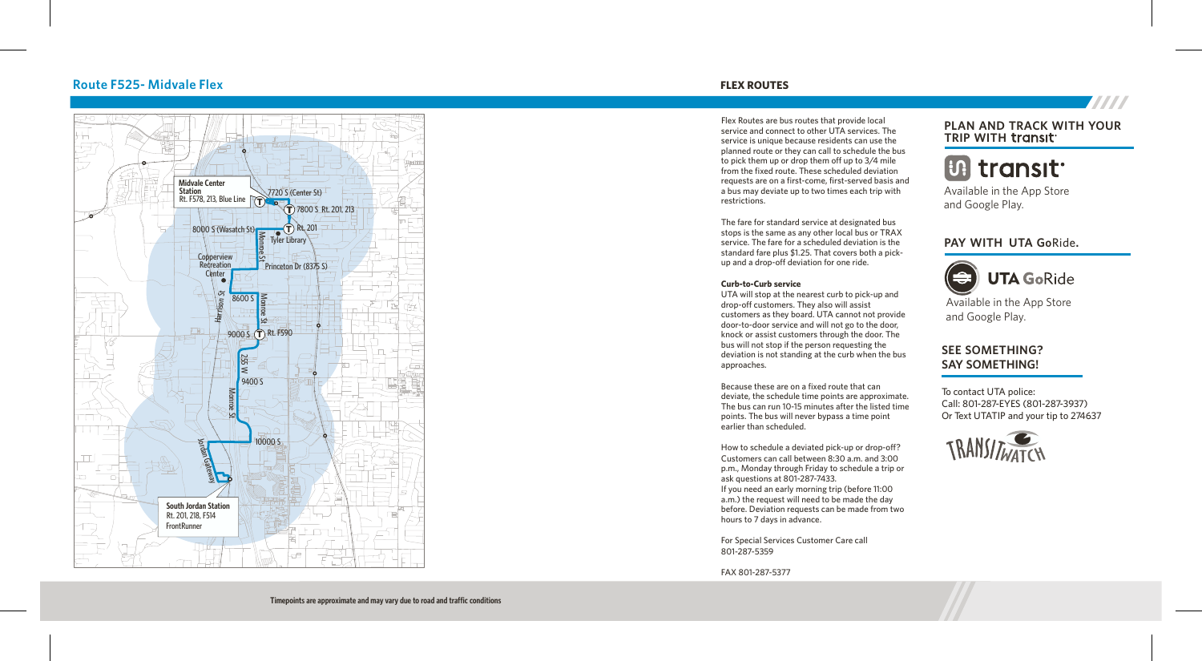## Route F525- Midvale Flex

Midvale Center Station
Rt. F578, 213, Blue Line

7720 S (Center St)

7800 S Rt. 201, 213

8000 S (Wasatch St)

Rt. 201

Tyler Library

Monroe St

Copperview Recreation Center

Princeton Dr (8375 S)

8600 S

Harrison St

Monroe St

9000 S

Rt. F590

255 W

9400 S

Monroe St

10000 S

Jordan Gateway

South Jordan Station
Rt. 201, 218, F514
FrontRunner

## FLEX ROUTES

Flex Routes are bus routes that provide local service and connect to other UTA services. The service is unique because residents can use the planned route or they can call to schedule the bus to pick them up or drop them off up to 3/4 mile from the fixed route. These scheduled deviation requests are on a first-come, first-served basis and a bus may deviate up to two times each trip with restrictions.

The fare for standard service at designated bus stops is the same as any other local bus or TRAX service. The fare for a scheduled deviation is the standard fare plus $1.25. That covers both a pick-up and a drop-off deviation for one ride.

**Curb-to-Curb service**

UTA will stop at the nearest curb to pick-up and drop-off customers. They also will assist customers as they board. UTA cannot not provide door-to-door service and will not go to the door, knock or assist customers through the door. The bus will not stop if the person requesting the deviation is not standing at the curb when the bus approaches.

Because these are on a fixed route that can deviate, the schedule time points are approximate. The bus can run 10-15 minutes after the listed time points. The bus will never bypass a time point earlier than scheduled.

How to schedule a deviated pick-up or drop-off? Customers can call between 8:30 a.m. and 3:00 p.m., Monday through Friday to schedule a trip or ask questions at 801-287-7433.
If you need an early morning trip (before 11:00 a.m.) the request will need to be made the day before. Deviation requests can be made from two hours to 7 days in advance.

For Special Services Customer Care call 801-287-5359

FAX 801-287-5377

### PLAN AND TRACK WITH YOUR TRIP WITH transit

transit

Available in the App Store and Google Play.

### PAY WITH UTA GoRide.

UTA GoRide

Available in the App Store and Google Play.

### SEE SOMETHING? SAY SOMETHING!

To contact UTA police:
Call: 801-287-EYES (801-287-3937)
Or Text UTATIP and your tip to 274637

TRANSITWATCH

**Timepoints are approximate and may vary due to road and traffic conditions**